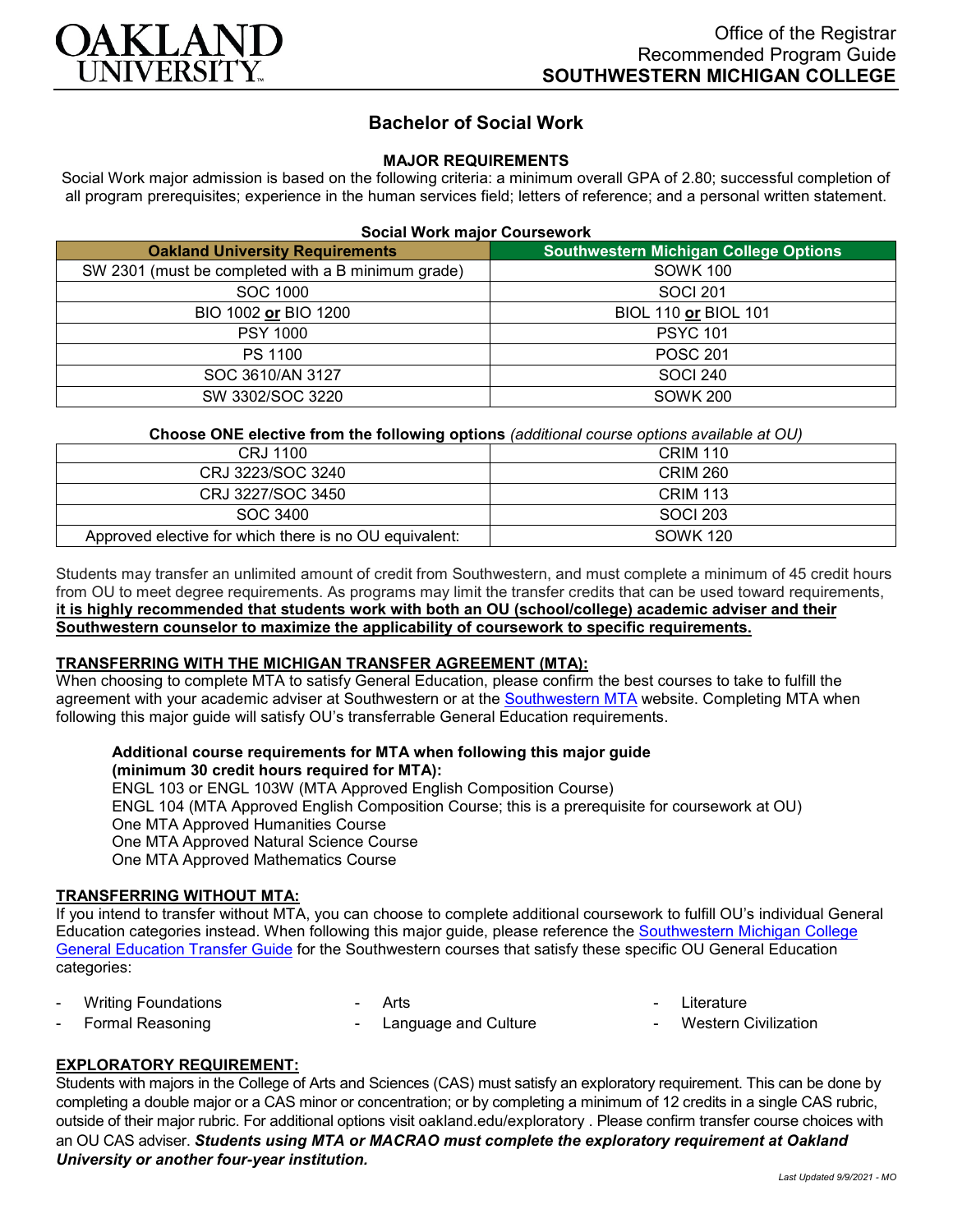Office of the Registrar
Recommended Program Guide
**SOUTHWESTERN MICHIGAN COLLEGE**

# Bachelor of Social Work

## MAJOR REQUIREMENTS

Social Work major admission is based on the following criteria: a minimum overall GPA of 2.80; successful completion of all program prerequisites; experience in the human services field; letters of reference; and a personal written statement.

**Social Work major Coursework**

| Oakland University Requirements | Southwestern Michigan College Options |
|---|---|
| SW 2301 (must be completed with a B minimum grade) | SOWK 100 |
| SOC 1000 | SOCI 201 |
| BIO 1002 **or** BIO 1200 | BIOL 110 **or** BIOL 101 |
| PSY 1000 | PSYC 101 |
| PS 1100 | POSC 201 |
| SOC 3610/AN 3127 | SOCI 240 |
| SW 3302/SOC 3220 | SOWK 200 |

**Choose ONE elective from the following options** *(additional course options available at OU)*

| | |
|---|---|
| CRJ 1100 | CRIM 110 |
| CRJ 3223/SOC 3240 | CRIM 260 |
| CRJ 3227/SOC 3450 | CRIM 113 |
| SOC 3400 | SOCI 203 |
| Approved elective for which there is no OU equivalent: | SOWK 120 |

Students may transfer an unlimited amount of credit from Southwestern, and must complete a minimum of 45 credit hours from OU to meet degree requirements. As programs may limit the transfer credits that can be used toward requirements, **it is highly recommended that students work with both an OU (school/college) academic adviser and their Southwestern counselor to maximize the applicability of coursework to specific requirements.**

### TRANSFERRING WITH THE MICHIGAN TRANSFER AGREEMENT (MTA):

When choosing to complete MTA to satisfy General Education, please confirm the best courses to take to fulfill the agreement with your academic adviser at Southwestern or at the Southwestern MTA website. Completing MTA when following this major guide will satisfy OU's transferrable General Education requirements.

**Additional course requirements for MTA when following this major guide (minimum 30 credit hours required for MTA):**

ENGL 103 or ENGL 103W (MTA Approved English Composition Course)
ENGL 104 (MTA Approved English Composition Course; this is a prerequisite for coursework at OU)
One MTA Approved Humanities Course
One MTA Approved Natural Science Course
One MTA Approved Mathematics Course

### TRANSFERRING WITHOUT MTA:

If you intend to transfer without MTA, you can choose to complete additional coursework to fulfill OU's individual General Education categories instead. When following this major guide, please reference the Southwestern Michigan College General Education Transfer Guide for the Southwestern courses that satisfy these specific OU General Education categories:

- Writing Foundations
- Formal Reasoning
- Arts
- Language and Culture
- Literature
- Western Civilization

### EXPLORATORY REQUIREMENT:

Students with majors in the College of Arts and Sciences (CAS) must satisfy an exploratory requirement. This can be done by completing a double major or a CAS minor or concentration; or by completing a minimum of 12 credits in a single CAS rubric, outside of their major rubric. For additional options visit oakland.edu/exploratory . Please confirm transfer course choices with an OU CAS adviser. ***Students using MTA or MACRAO must complete the exploratory requirement at Oakland University or another four-year institution.***

*Last Updated 9/9/2021 - MO*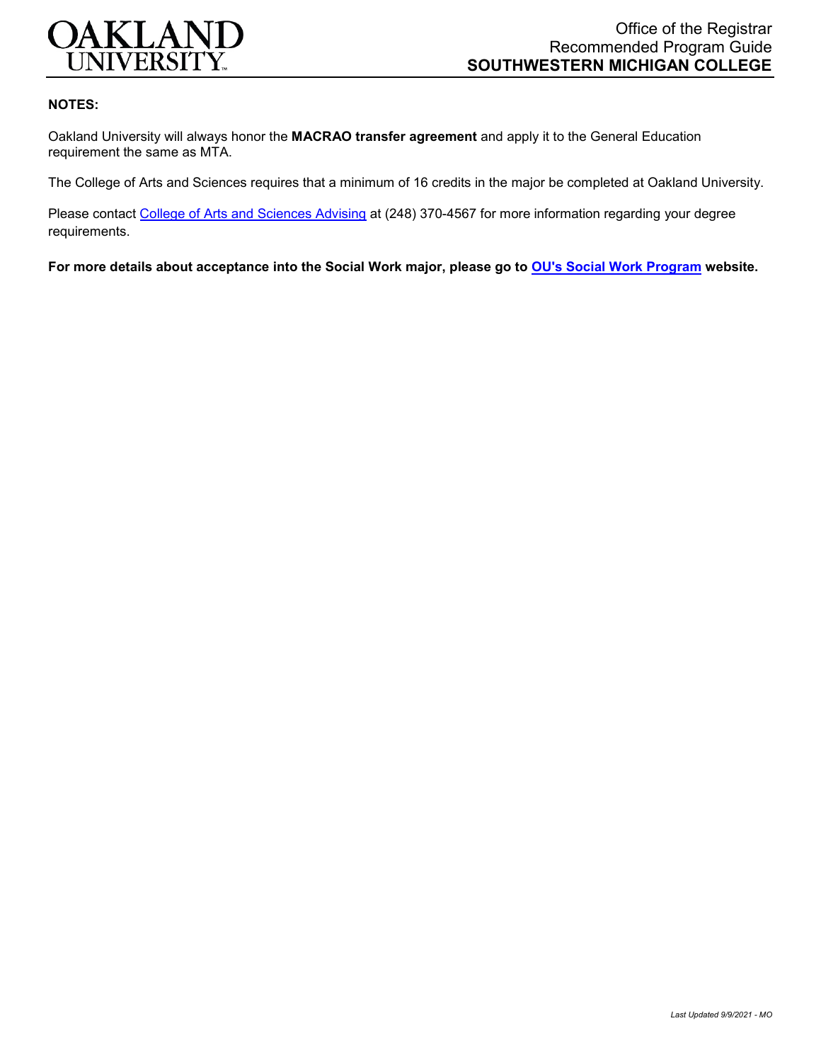**NOTES:**

Oakland University will always honor the **MACRAO transfer agreement** and apply it to the General Education requirement the same as MTA.

The College of Arts and Sciences requires that a minimum of 16 credits in the major be completed at Oakland University.

Please contact College of Arts and Sciences Advising at (248) 370-4567 for more information regarding your degree requirements.

**For more details about acceptance into the Social Work major, please go to OU's Social Work Program website.**

*Last Updated 9/9/2021 - MO*